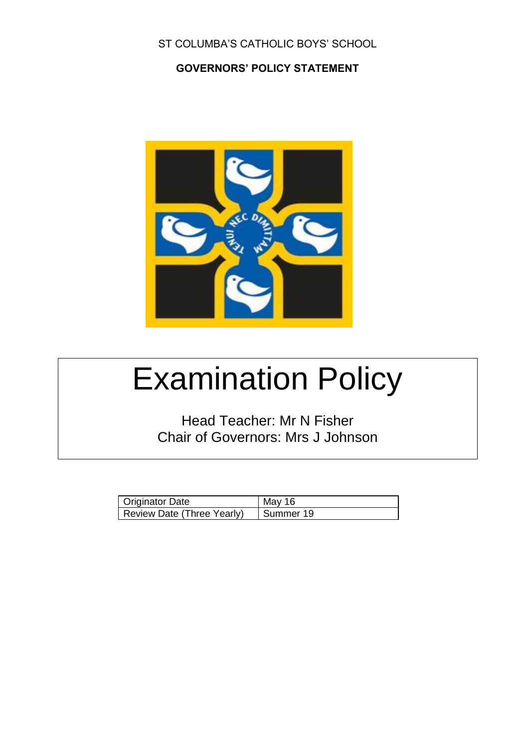ST COLUMBA'S CATHOLIC BOYS' SCHOOL

**GOVERNORS' POLICY STATEMENT**

# Examination Policy

Head Teacher: Mr N Fisher
Chair of Governors: Mrs J Johnson

| Originator Date | May 16 |
|---|---|
| Review Date (Three Yearly) | Summer 19 |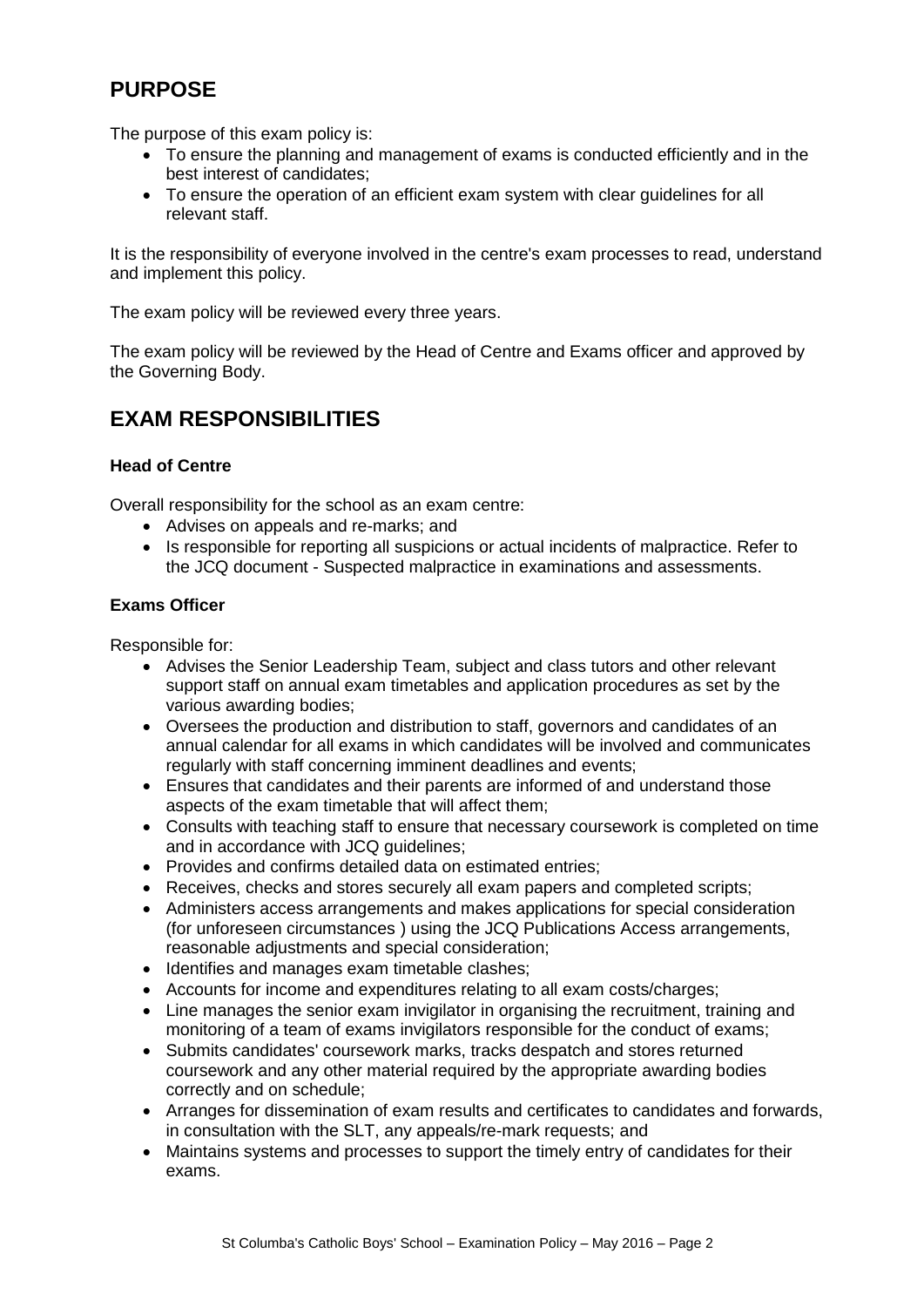## PURPOSE

The purpose of this exam policy is:

- To ensure the planning and management of exams is conducted efficiently and in the best interest of candidates;
- To ensure the operation of an efficient exam system with clear guidelines for all relevant staff.

It is the responsibility of everyone involved in the centre's exam processes to read, understand and implement this policy.

The exam policy will be reviewed every three years.

The exam policy will be reviewed by the Head of Centre and Exams officer and approved by the Governing Body.

## EXAM RESPONSIBILITIES

### Head of Centre

Overall responsibility for the school as an exam centre:

- Advises on appeals and re-marks; and
- Is responsible for reporting all suspicions or actual incidents of malpractice. Refer to the JCQ document - Suspected malpractice in examinations and assessments.

### Exams Officer

Responsible for:

- Advises the Senior Leadership Team, subject and class tutors and other relevant support staff on annual exam timetables and application procedures as set by the various awarding bodies;
- Oversees the production and distribution to staff, governors and candidates of an annual calendar for all exams in which candidates will be involved and communicates regularly with staff concerning imminent deadlines and events;
- Ensures that candidates and their parents are informed of and understand those aspects of the exam timetable that will affect them;
- Consults with teaching staff to ensure that necessary coursework is completed on time and in accordance with JCQ guidelines;
- Provides and confirms detailed data on estimated entries;
- Receives, checks and stores securely all exam papers and completed scripts;
- Administers access arrangements and makes applications for special consideration (for unforeseen circumstances ) using the JCQ Publications Access arrangements, reasonable adjustments and special consideration;
- Identifies and manages exam timetable clashes;
- Accounts for income and expenditures relating to all exam costs/charges;
- Line manages the senior exam invigilator in organising the recruitment, training and monitoring of a team of exams invigilators responsible for the conduct of exams;
- Submits candidates' coursework marks, tracks despatch and stores returned coursework and any other material required by the appropriate awarding bodies correctly and on schedule;
- Arranges for dissemination of exam results and certificates to candidates and forwards, in consultation with the SLT, any appeals/re-mark requests; and
- Maintains systems and processes to support the timely entry of candidates for their exams.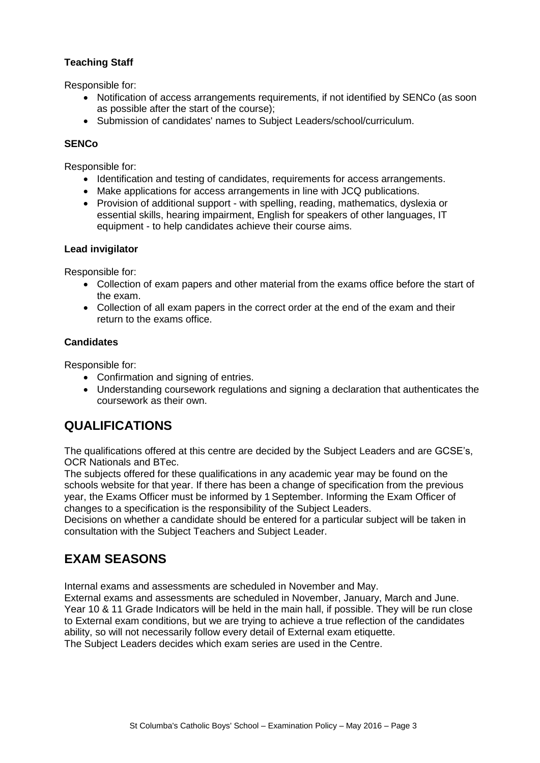**Teaching Staff**

Responsible for:

- Notification of access arrangements requirements, if not identified by SENCo (as soon as possible after the start of the course);
- Submission of candidates' names to Subject Leaders/school/curriculum.

**SENCo**

Responsible for:

- Identification and testing of candidates, requirements for access arrangements.
- Make applications for access arrangements in line with JCQ publications.
- Provision of additional support - with spelling, reading, mathematics, dyslexia or essential skills, hearing impairment, English for speakers of other languages, IT equipment - to help candidates achieve their course aims.

**Lead invigilator**

Responsible for:

- Collection of exam papers and other material from the exams office before the start of the exam.
- Collection of all exam papers in the correct order at the end of the exam and their return to the exams office.

**Candidates**

Responsible for:

- Confirmation and signing of entries.
- Understanding coursework regulations and signing a declaration that authenticates the coursework as their own.

## QUALIFICATIONS

The qualifications offered at this centre are decided by the Subject Leaders and are GCSE's, OCR Nationals and BTec.
The subjects offered for these qualifications in any academic year may be found on the schools website for that year. If there has been a change of specification from the previous year, the Exams Officer must be informed by 1 September. Informing the Exam Officer of changes to a specification is the responsibility of the Subject Leaders.
Decisions on whether a candidate should be entered for a particular subject will be taken in consultation with the Subject Teachers and Subject Leader.

## EXAM SEASONS

Internal exams and assessments are scheduled in November and May.
External exams and assessments are scheduled in November, January, March and June.
Year 10 & 11 Grade Indicators will be held in the main hall, if possible. They will be run close to External exam conditions, but we are trying to achieve a true reflection of the candidates ability, so will not necessarily follow every detail of External exam etiquette.
The Subject Leaders decides which exam series are used in the Centre.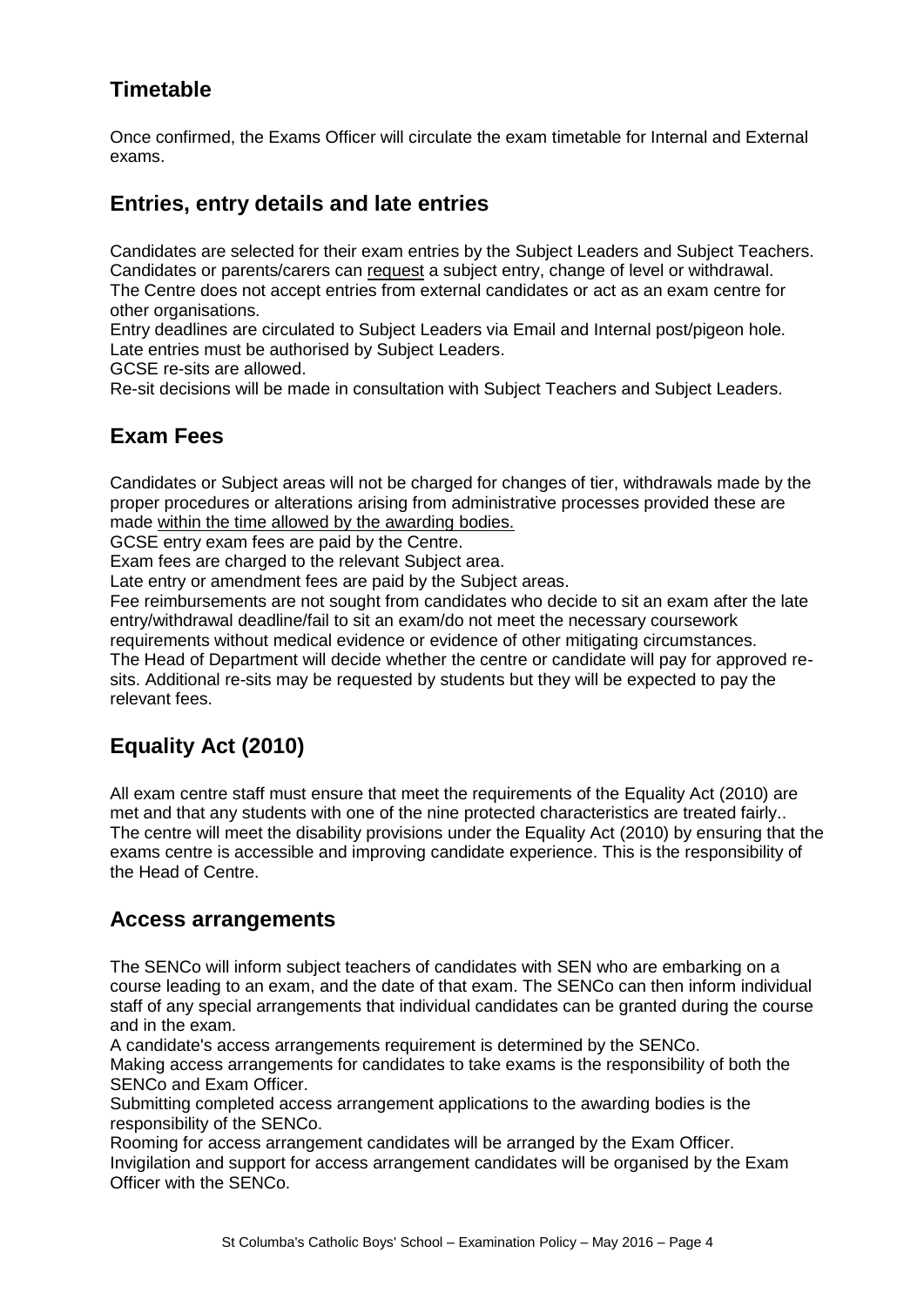## Timetable

Once confirmed, the Exams Officer will circulate the exam timetable for Internal and External exams.

## Entries, entry details and late entries

Candidates are selected for their exam entries by the Subject Leaders and Subject Teachers.
Candidates or parents/carers can request a subject entry, change of level or withdrawal.
The Centre does not accept entries from external candidates or act as an exam centre for other organisations.
Entry deadlines are circulated to Subject Leaders via Email and Internal post/pigeon hole.
Late entries must be authorised by Subject Leaders.
GCSE re-sits are allowed.
Re-sit decisions will be made in consultation with Subject Teachers and Subject Leaders.

## Exam Fees

Candidates or Subject areas will not be charged for changes of tier, withdrawals made by the proper procedures or alterations arising from administrative processes provided these are made within the time allowed by the awarding bodies.
GCSE entry exam fees are paid by the Centre.
Exam fees are charged to the relevant Subject area.
Late entry or amendment fees are paid by the Subject areas.
Fee reimbursements are not sought from candidates who decide to sit an exam after the late entry/withdrawal deadline/fail to sit an exam/do not meet the necessary coursework requirements without medical evidence or evidence of other mitigating circumstances.
The Head of Department will decide whether the centre or candidate will pay for approved re-sits. Additional re-sits may be requested by students but they will be expected to pay the relevant fees.

## Equality Act (2010)

All exam centre staff must ensure that meet the requirements of the Equality Act (2010) are met and that any students with one of the nine protected characteristics are treated fairly.. The centre will meet the disability provisions under the Equality Act (2010) by ensuring that the exams centre is accessible and improving candidate experience. This is the responsibility of the Head of Centre.

## Access arrangements

The SENCo will inform subject teachers of candidates with SEN who are embarking on a course leading to an exam, and the date of that exam. The SENCo can then inform individual staff of any special arrangements that individual candidates can be granted during the course and in the exam.
A candidate's access arrangements requirement is determined by the SENCo.
Making access arrangements for candidates to take exams is the responsibility of both the SENCo and Exam Officer.
Submitting completed access arrangement applications to the awarding bodies is the responsibility of the SENCo.
Rooming for access arrangement candidates will be arranged by the Exam Officer.
Invigilation and support for access arrangement candidates will be organised by the Exam Officer with the SENCo.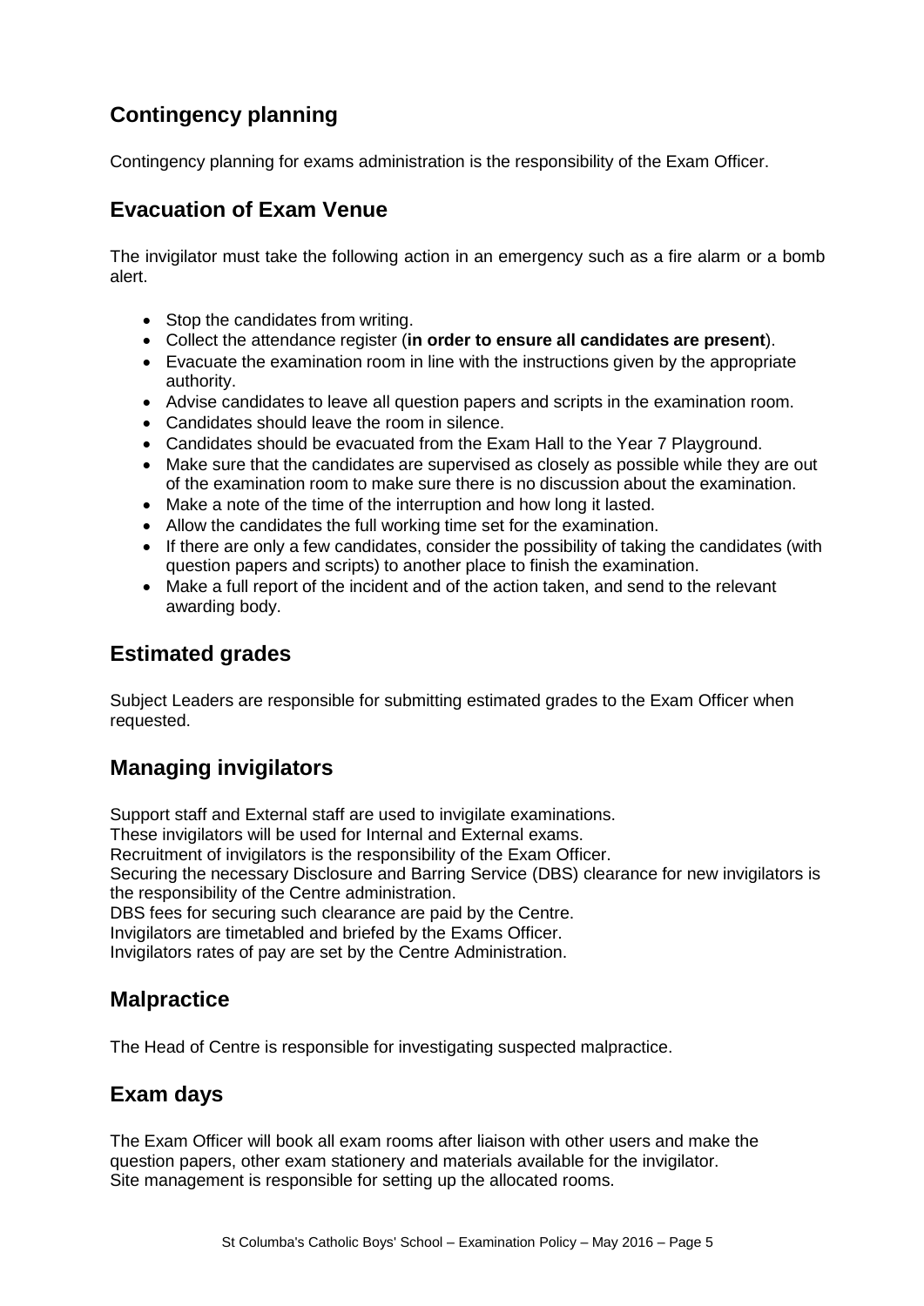## Contingency planning

Contingency planning for exams administration is the responsibility of the Exam Officer.

## Evacuation of Exam Venue

The invigilator must take the following action in an emergency such as a fire alarm or a bomb alert.

- Stop the candidates from writing.
- Collect the attendance register (**in order to ensure all candidates are present**).
- Evacuate the examination room in line with the instructions given by the appropriate authority.
- Advise candidates to leave all question papers and scripts in the examination room.
- Candidates should leave the room in silence.
- Candidates should be evacuated from the Exam Hall to the Year 7 Playground.
- Make sure that the candidates are supervised as closely as possible while they are out of the examination room to make sure there is no discussion about the examination.
- Make a note of the time of the interruption and how long it lasted.
- Allow the candidates the full working time set for the examination.
- If there are only a few candidates, consider the possibility of taking the candidates (with question papers and scripts) to another place to finish the examination.
- Make a full report of the incident and of the action taken, and send to the relevant awarding body.

## Estimated grades

Subject Leaders are responsible for submitting estimated grades to the Exam Officer when requested.

## Managing invigilators

Support staff and External staff are used to invigilate examinations.
These invigilators will be used for Internal and External exams.
Recruitment of invigilators is the responsibility of the Exam Officer.
Securing the necessary Disclosure and Barring Service (DBS) clearance for new invigilators is the responsibility of the Centre administration.
DBS fees for securing such clearance are paid by the Centre.
Invigilators are timetabled and briefed by the Exams Officer.
Invigilators rates of pay are set by the Centre Administration.

## Malpractice

The Head of Centre is responsible for investigating suspected malpractice.

## Exam days

The Exam Officer will book all exam rooms after liaison with other users and make the question papers, other exam stationery and materials available for the invigilator.
Site management is responsible for setting up the allocated rooms.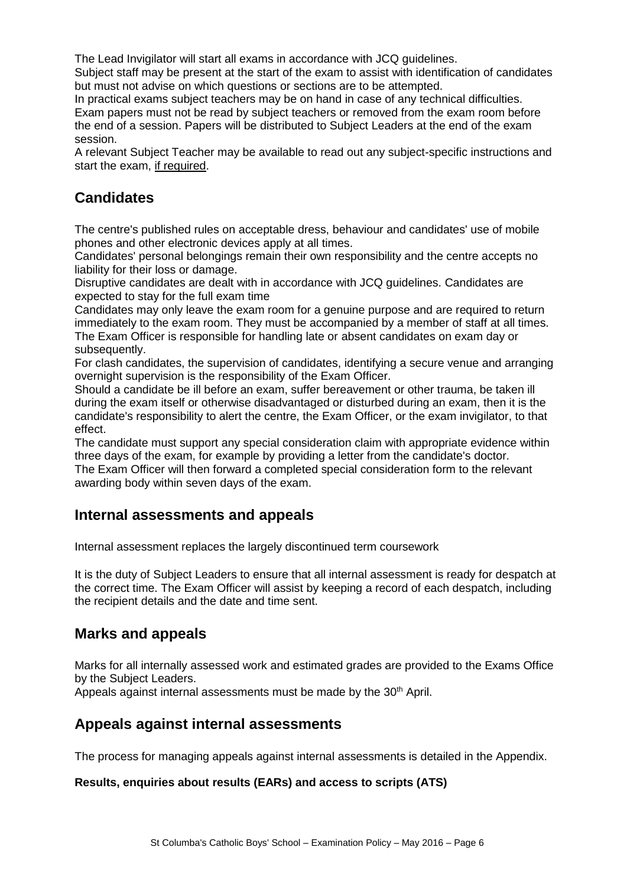The Lead Invigilator will start all exams in accordance with JCQ guidelines.
Subject staff may be present at the start of the exam to assist with identification of candidates but must not advise on which questions or sections are to be attempted.
In practical exams subject teachers may be on hand in case of any technical difficulties.
Exam papers must not be read by subject teachers or removed from the exam room before the end of a session. Papers will be distributed to Subject Leaders at the end of the exam session.
A relevant Subject Teacher may be available to read out any subject-specific instructions and start the exam, <u>if required</u>.

## Candidates

The centre's published rules on acceptable dress, behaviour and candidates' use of mobile phones and other electronic devices apply at all times.
Candidates' personal belongings remain their own responsibility and the centre accepts no liability for their loss or damage.
Disruptive candidates are dealt with in accordance with JCQ guidelines. Candidates are expected to stay for the full exam time
Candidates may only leave the exam room for a genuine purpose and are required to return immediately to the exam room. They must be accompanied by a member of staff at all times.
The Exam Officer is responsible for handling late or absent candidates on exam day or subsequently.
For clash candidates, the supervision of candidates, identifying a secure venue and arranging overnight supervision is the responsibility of the Exam Officer.
Should a candidate be ill before an exam, suffer bereavement or other trauma, be taken ill during the exam itself or otherwise disadvantaged or disturbed during an exam, then it is the candidate's responsibility to alert the centre, the Exam Officer, or the exam invigilator, to that effect.
The candidate must support any special consideration claim with appropriate evidence within three days of the exam, for example by providing a letter from the candidate's doctor.
The Exam Officer will then forward a completed special consideration form to the relevant awarding body within seven days of the exam.

## Internal assessments and appeals

Internal assessment replaces the largely discontinued term coursework

It is the duty of Subject Leaders to ensure that all internal assessment is ready for despatch at the correct time. The Exam Officer will assist by keeping a record of each despatch, including the recipient details and the date and time sent.

## Marks and appeals

Marks for all internally assessed work and estimated grades are provided to the Exams Office by the Subject Leaders.
Appeals against internal assessments must be made by the 30th April.

## Appeals against internal assessments

The process for managing appeals against internal assessments is detailed in the Appendix.

**Results, enquiries about results (EARs) and access to scripts (ATS)**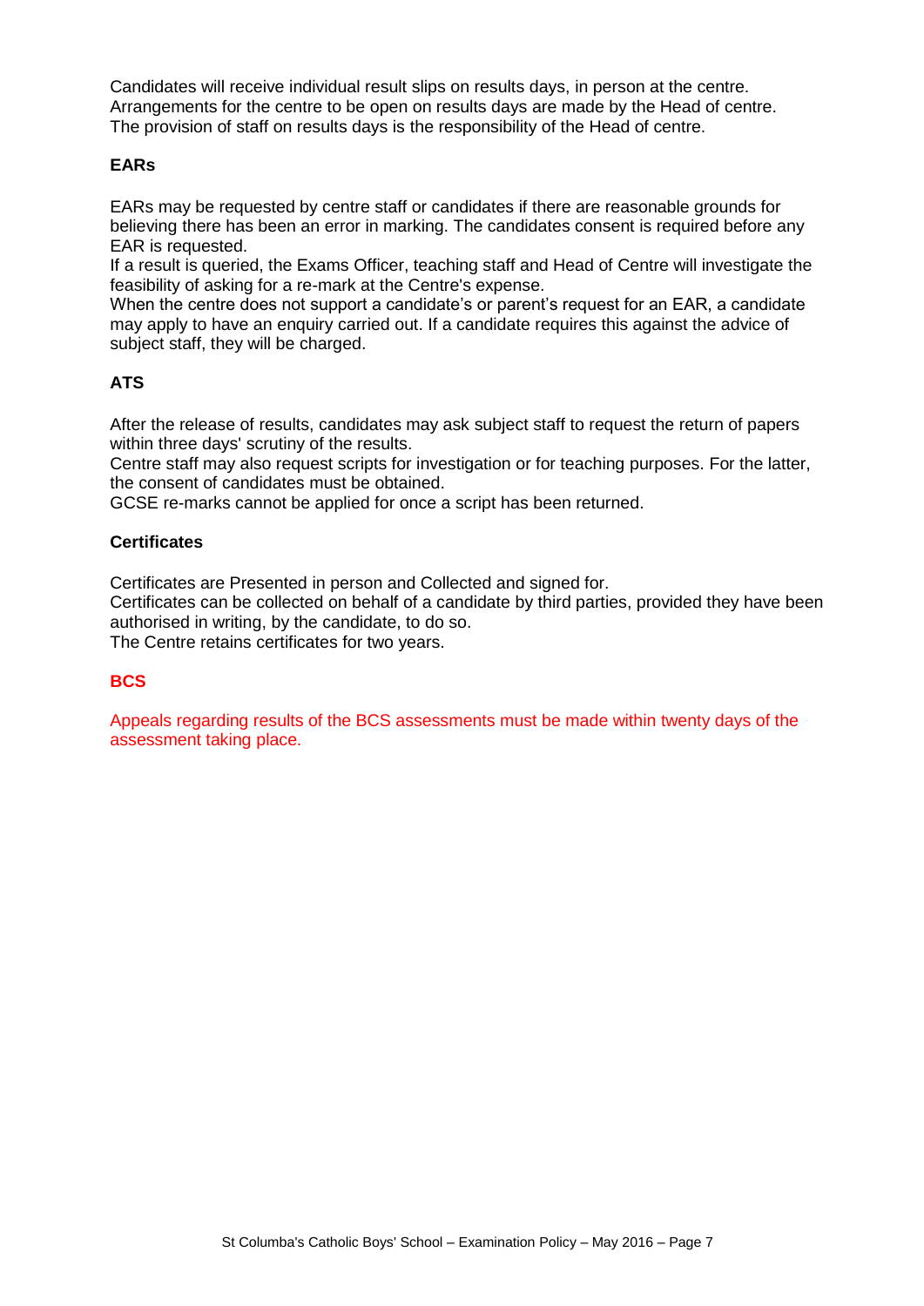Candidates will receive individual result slips on results days, in person at the centre. Arrangements for the centre to be open on results days are made by the Head of centre. The provision of staff on results days is the responsibility of the Head of centre.

### EARs

EARs may be requested by centre staff or candidates if there are reasonable grounds for believing there has been an error in marking. The candidates consent is required before any EAR is requested.
If a result is queried, the Exams Officer, teaching staff and Head of Centre will investigate the feasibility of asking for a re-mark at the Centre's expense.
When the centre does not support a candidate's or parent's request for an EAR, a candidate may apply to have an enquiry carried out. If a candidate requires this against the advice of subject staff, they will be charged.

### ATS

After the release of results, candidates may ask subject staff to request the return of papers within three days' scrutiny of the results.
Centre staff may also request scripts for investigation or for teaching purposes. For the latter, the consent of candidates must be obtained.
GCSE re-marks cannot be applied for once a script has been returned.

### Certificates

Certificates are Presented in person and Collected and signed for.
Certificates can be collected on behalf of a candidate by third parties, provided they have been authorised in writing, by the candidate, to do so.
The Centre retains certificates for two years.

### BCS

Appeals regarding results of the BCS assessments must be made within twenty days of the assessment taking place.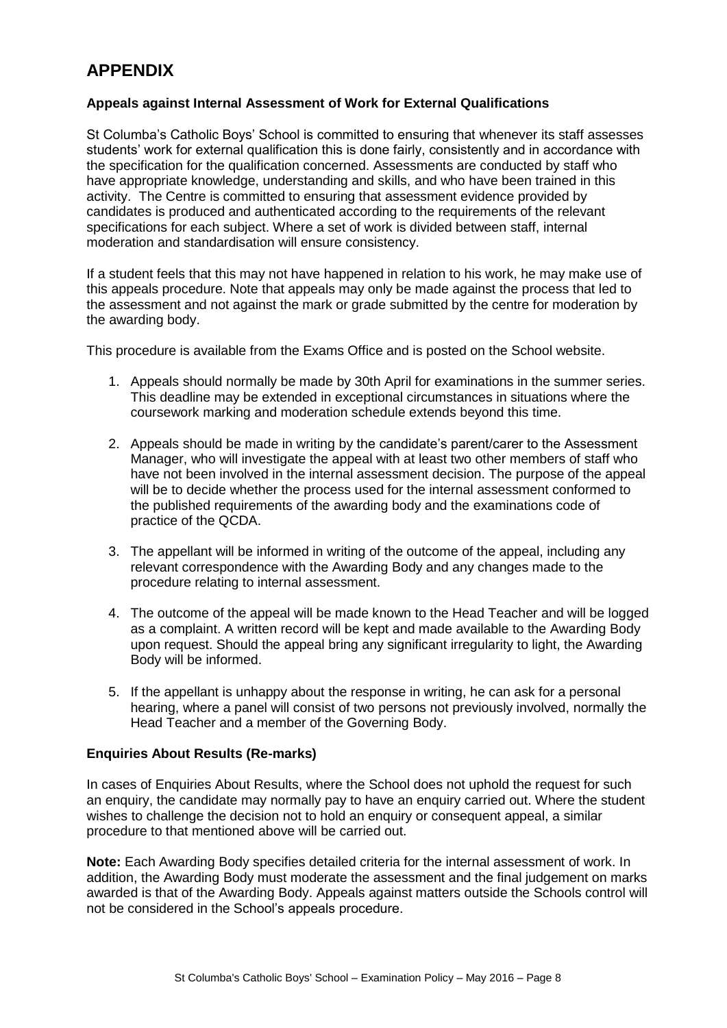# APPENDIX

**Appeals against Internal Assessment of Work for External Qualifications**

St Columba's Catholic Boys' School is committed to ensuring that whenever its staff assesses students' work for external qualification this is done fairly, consistently and in accordance with the specification for the qualification concerned. Assessments are conducted by staff who have appropriate knowledge, understanding and skills, and who have been trained in this activity. The Centre is committed to ensuring that assessment evidence provided by candidates is produced and authenticated according to the requirements of the relevant specifications for each subject. Where a set of work is divided between staff, internal moderation and standardisation will ensure consistency.

If a student feels that this may not have happened in relation to his work, he may make use of this appeals procedure. Note that appeals may only be made against the process that led to the assessment and not against the mark or grade submitted by the centre for moderation by the awarding body.

This procedure is available from the Exams Office and is posted on the School website.

1. Appeals should normally be made by 30th April for examinations in the summer series. This deadline may be extended in exceptional circumstances in situations where the coursework marking and moderation schedule extends beyond this time.
2. Appeals should be made in writing by the candidate's parent/carer to the Assessment Manager, who will investigate the appeal with at least two other members of staff who have not been involved in the internal assessment decision. The purpose of the appeal will be to decide whether the process used for the internal assessment conformed to the published requirements of the awarding body and the examinations code of practice of the QCDA.
3. The appellant will be informed in writing of the outcome of the appeal, including any relevant correspondence with the Awarding Body and any changes made to the procedure relating to internal assessment.
4. The outcome of the appeal will be made known to the Head Teacher and will be logged as a complaint. A written record will be kept and made available to the Awarding Body upon request. Should the appeal bring any significant irregularity to light, the Awarding Body will be informed.
5. If the appellant is unhappy about the response in writing, he can ask for a personal hearing, where a panel will consist of two persons not previously involved, normally the Head Teacher and a member of the Governing Body.

**Enquiries About Results (Re-marks)**

In cases of Enquiries About Results, where the School does not uphold the request for such an enquiry, the candidate may normally pay to have an enquiry carried out. Where the student wishes to challenge the decision not to hold an enquiry or consequent appeal, a similar procedure to that mentioned above will be carried out.

**Note:** Each Awarding Body specifies detailed criteria for the internal assessment of work. In addition, the Awarding Body must moderate the assessment and the final judgement on marks awarded is that of the Awarding Body. Appeals against matters outside the Schools control will not be considered in the School's appeals procedure.